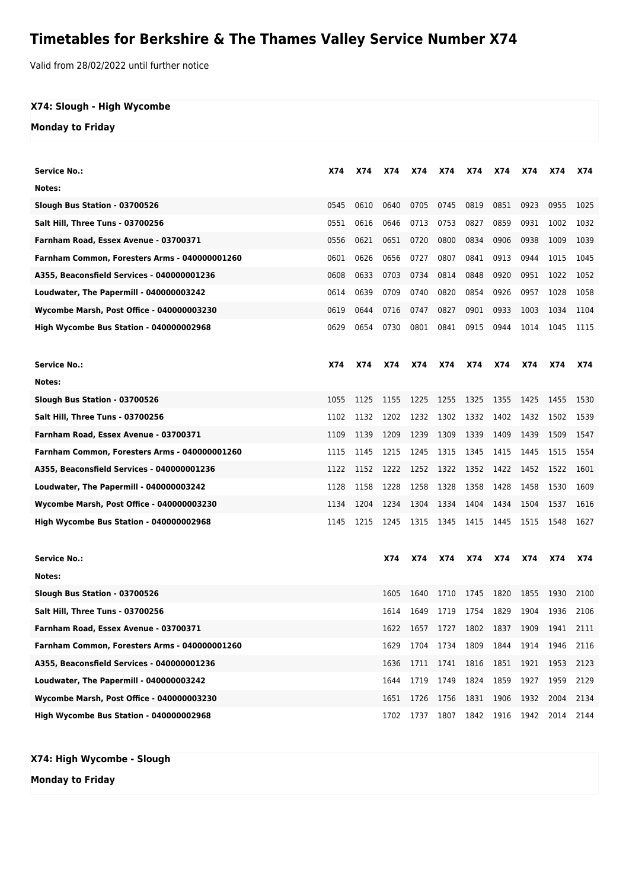# Timetables for Berkshire & The Thames Valley Service Number X74

Valid from 28/02/2022 until further notice

### X74: Slough - High Wycombe

### Monday to Friday

| Service No.: | X74 | X74 | X74 | X74 | X74 | X74 | X74 | X74 | X74 | X74 |
|---|---|---|---|---|---|---|---|---|---|---|
| Notes: | | | | | | | | | | |
| Slough Bus Station - 03700526 | 0545 | 0610 | 0640 | 0705 | 0745 | 0819 | 0851 | 0923 | 0955 | 1025 |
| Salt Hill, Three Tuns - 03700256 | 0551 | 0616 | 0646 | 0713 | 0753 | 0827 | 0859 | 0931 | 1002 | 1032 |
| Farnham Road, Essex Avenue - 03700371 | 0556 | 0621 | 0651 | 0720 | 0800 | 0834 | 0906 | 0938 | 1009 | 1039 |
| Farnham Common, Foresters Arms - 040000001260 | 0601 | 0626 | 0656 | 0727 | 0807 | 0841 | 0913 | 0944 | 1015 | 1045 |
| A355, Beaconsfield Services - 040000001236 | 0608 | 0633 | 0703 | 0734 | 0814 | 0848 | 0920 | 0951 | 1022 | 1052 |
| Loudwater, The Papermill - 040000003242 | 0614 | 0639 | 0709 | 0740 | 0820 | 0854 | 0926 | 0957 | 1028 | 1058 |
| Wycombe Marsh, Post Office - 040000003230 | 0619 | 0644 | 0716 | 0747 | 0827 | 0901 | 0933 | 1003 | 1034 | 1104 |
| High Wycombe Bus Station - 040000002968 | 0629 | 0654 | 0730 | 0801 | 0841 | 0915 | 0944 | 1014 | 1045 | 1115 |

| Service No.: | X74 | X74 | X74 | X74 | X74 | X74 | X74 | X74 | X74 | X74 |
|---|---|---|---|---|---|---|---|---|---|---|
| Notes: | | | | | | | | | | |
| Slough Bus Station - 03700526 | 1055 | 1125 | 1155 | 1225 | 1255 | 1325 | 1355 | 1425 | 1455 | 1530 |
| Salt Hill, Three Tuns - 03700256 | 1102 | 1132 | 1202 | 1232 | 1302 | 1332 | 1402 | 1432 | 1502 | 1539 |
| Farnham Road, Essex Avenue - 03700371 | 1109 | 1139 | 1209 | 1239 | 1309 | 1339 | 1409 | 1439 | 1509 | 1547 |
| Farnham Common, Foresters Arms - 040000001260 | 1115 | 1145 | 1215 | 1245 | 1315 | 1345 | 1415 | 1445 | 1515 | 1554 |
| A355, Beaconsfield Services - 040000001236 | 1122 | 1152 | 1222 | 1252 | 1322 | 1352 | 1422 | 1452 | 1522 | 1601 |
| Loudwater, The Papermill - 040000003242 | 1128 | 1158 | 1228 | 1258 | 1328 | 1358 | 1428 | 1458 | 1530 | 1609 |
| Wycombe Marsh, Post Office - 040000003230 | 1134 | 1204 | 1234 | 1304 | 1334 | 1404 | 1434 | 1504 | 1537 | 1616 |
| High Wycombe Bus Station - 040000002968 | 1145 | 1215 | 1245 | 1315 | 1345 | 1415 | 1445 | 1515 | 1548 | 1627 |

| Service No.: | X74 | X74 | X74 | X74 | X74 | X74 | X74 | X74 |
|---|---|---|---|---|---|---|---|---|
| Notes: | | | | | | | | |
| Slough Bus Station - 03700526 | 1605 | 1640 | 1710 | 1745 | 1820 | 1855 | 1930 | 2100 |
| Salt Hill, Three Tuns - 03700256 | 1614 | 1649 | 1719 | 1754 | 1829 | 1904 | 1936 | 2106 |
| Farnham Road, Essex Avenue - 03700371 | 1622 | 1657 | 1727 | 1802 | 1837 | 1909 | 1941 | 2111 |
| Farnham Common, Foresters Arms - 040000001260 | 1629 | 1704 | 1734 | 1809 | 1844 | 1914 | 1946 | 2116 |
| A355, Beaconsfield Services - 040000001236 | 1636 | 1711 | 1741 | 1816 | 1851 | 1921 | 1953 | 2123 |
| Loudwater, The Papermill - 040000003242 | 1644 | 1719 | 1749 | 1824 | 1859 | 1927 | 1959 | 2129 |
| Wycombe Marsh, Post Office - 040000003230 | 1651 | 1726 | 1756 | 1831 | 1906 | 1932 | 2004 | 2134 |
| High Wycombe Bus Station - 040000002968 | 1702 | 1737 | 1807 | 1842 | 1916 | 1942 | 2014 | 2144 |

### X74: High Wycombe - Slough

### Monday to Friday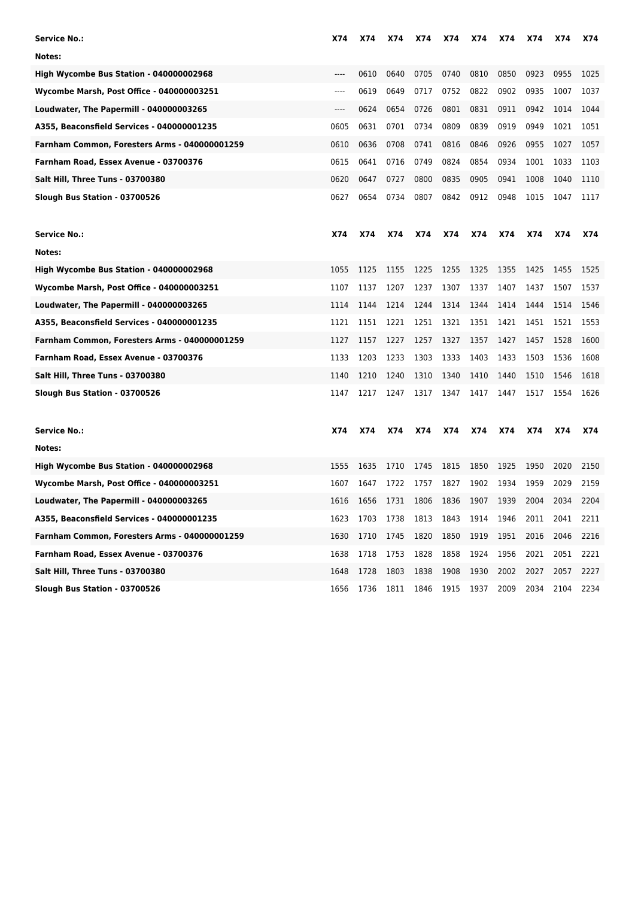| Service No.: | X74 | X74 | X74 | X74 | X74 | X74 | X74 | X74 | X74 | X74 |
|---|---|---|---|---|---|---|---|---|---|---|
| Notes: | | | | | | | | | | |
| High Wycombe Bus Station - 040000002968 | ---- | 0610 | 0640 | 0705 | 0740 | 0810 | 0850 | 0923 | 0955 | 1025 |
| Wycombe Marsh, Post Office - 040000003251 | ---- | 0619 | 0649 | 0717 | 0752 | 0822 | 0902 | 0935 | 1007 | 1037 |
| Loudwater, The Papermill - 040000003265 | ---- | 0624 | 0654 | 0726 | 0801 | 0831 | 0911 | 0942 | 1014 | 1044 |
| A355, Beaconsfield Services - 040000001235 | 0605 | 0631 | 0701 | 0734 | 0809 | 0839 | 0919 | 0949 | 1021 | 1051 |
| Farnham Common, Foresters Arms - 040000001259 | 0610 | 0636 | 0708 | 0741 | 0816 | 0846 | 0926 | 0955 | 1027 | 1057 |
| Farnham Road, Essex Avenue - 03700376 | 0615 | 0641 | 0716 | 0749 | 0824 | 0854 | 0934 | 1001 | 1033 | 1103 |
| Salt Hill, Three Tuns - 03700380 | 0620 | 0647 | 0727 | 0800 | 0835 | 0905 | 0941 | 1008 | 1040 | 1110 |
| Slough Bus Station - 03700526 | 0627 | 0654 | 0734 | 0807 | 0842 | 0912 | 0948 | 1015 | 1047 | 1117 |

| Service No.: | X74 | X74 | X74 | X74 | X74 | X74 | X74 | X74 | X74 | X74 |
|---|---|---|---|---|---|---|---|---|---|---|
| Notes: | | | | | | | | | | |
| High Wycombe Bus Station - 040000002968 | 1055 | 1125 | 1155 | 1225 | 1255 | 1325 | 1355 | 1425 | 1455 | 1525 |
| Wycombe Marsh, Post Office - 040000003251 | 1107 | 1137 | 1207 | 1237 | 1307 | 1337 | 1407 | 1437 | 1507 | 1537 |
| Loudwater, The Papermill - 040000003265 | 1114 | 1144 | 1214 | 1244 | 1314 | 1344 | 1414 | 1444 | 1514 | 1546 |
| A355, Beaconsfield Services - 040000001235 | 1121 | 1151 | 1221 | 1251 | 1321 | 1351 | 1421 | 1451 | 1521 | 1553 |
| Farnham Common, Foresters Arms - 040000001259 | 1127 | 1157 | 1227 | 1257 | 1327 | 1357 | 1427 | 1457 | 1528 | 1600 |
| Farnham Road, Essex Avenue - 03700376 | 1133 | 1203 | 1233 | 1303 | 1333 | 1403 | 1433 | 1503 | 1536 | 1608 |
| Salt Hill, Three Tuns - 03700380 | 1140 | 1210 | 1240 | 1310 | 1340 | 1410 | 1440 | 1510 | 1546 | 1618 |
| Slough Bus Station - 03700526 | 1147 | 1217 | 1247 | 1317 | 1347 | 1417 | 1447 | 1517 | 1554 | 1626 |

| Service No.: | X74 | X74 | X74 | X74 | X74 | X74 | X74 | X74 | X74 | X74 |
|---|---|---|---|---|---|---|---|---|---|---|
| Notes: | | | | | | | | | | |
| High Wycombe Bus Station - 040000002968 | 1555 | 1635 | 1710 | 1745 | 1815 | 1850 | 1925 | 1950 | 2020 | 2150 |
| Wycombe Marsh, Post Office - 040000003251 | 1607 | 1647 | 1722 | 1757 | 1827 | 1902 | 1934 | 1959 | 2029 | 2159 |
| Loudwater, The Papermill - 040000003265 | 1616 | 1656 | 1731 | 1806 | 1836 | 1907 | 1939 | 2004 | 2034 | 2204 |
| A355, Beaconsfield Services - 040000001235 | 1623 | 1703 | 1738 | 1813 | 1843 | 1914 | 1946 | 2011 | 2041 | 2211 |
| Farnham Common, Foresters Arms - 040000001259 | 1630 | 1710 | 1745 | 1820 | 1850 | 1919 | 1951 | 2016 | 2046 | 2216 |
| Farnham Road, Essex Avenue - 03700376 | 1638 | 1718 | 1753 | 1828 | 1858 | 1924 | 1956 | 2021 | 2051 | 2221 |
| Salt Hill, Three Tuns - 03700380 | 1648 | 1728 | 1803 | 1838 | 1908 | 1930 | 2002 | 2027 | 2057 | 2227 |
| Slough Bus Station - 03700526 | 1656 | 1736 | 1811 | 1846 | 1915 | 1937 | 2009 | 2034 | 2104 | 2234 |